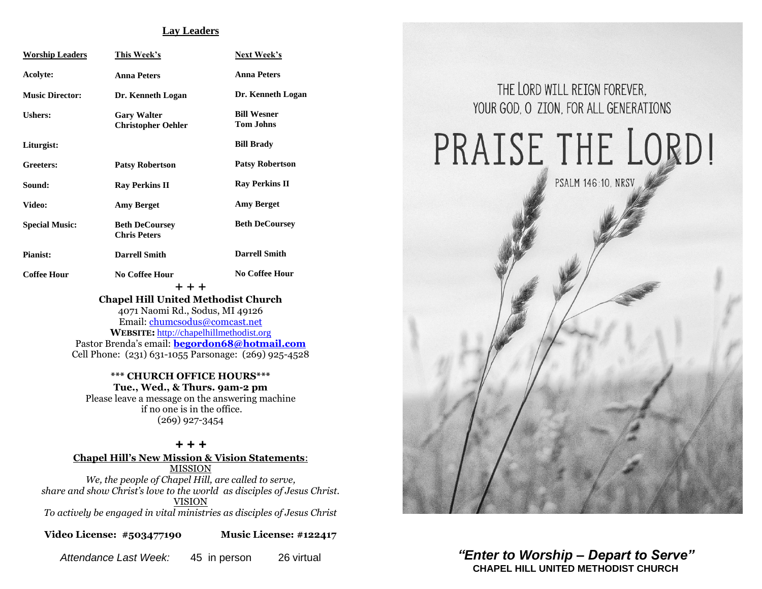## Lay Leaders

| Worship Leaders | This Week's | Next Week's |
|---|---|---|
| **Acolyte:** | **Anna Peters** | **Anna Peters** |
| **Music Director:** | **Dr. Kenneth Logan** | **Dr. Kenneth Logan** |
| **Ushers:** | **Gary Walter**<br>**Christopher Oehler** | **Bill Wesner**<br>**Tom Johns** |
| **Liturgist:** | | **Bill Brady** |
| **Greeters:** | **Patsy Robertson** | **Patsy Robertson** |
| **Sound:** | **Ray Perkins II** | **Ray Perkins II** |
| **Video:** | **Amy Berget** | **Amy Berget** |
| **Special Music:** | **Beth DeCoursey**<br>**Chris Peters** | **Beth DeCoursey** |
| **Pianist:** | **Darrell Smith** | **Darrell Smith** |
| **Coffee Hour** | **No Coffee Hour** | **No Coffee Hour** |

+ + +

**Chapel Hill United Methodist Church**
4071 Naomi Rd., Sodus, MI 49126
Email: chumcsodus@comcast.net
**WEBSITE:** http://chapelhillmethodist.org
Pastor Brenda's email: **begordon68@hotmail.com**
Cell Phone: (231) 631-1055 Parsonage: (269) 925-4528

**\*\*\* CHURCH OFFICE HOURS\*\*\***
**Tue., Wed., & Thurs. 9am-2 pm**
Please leave a message on the answering machine if no one is in the office.
(269) 927-3454

+ + +

**Chapel Hill's New Mission & Vision Statements**:

MISSION

*We, the people of Chapel Hill, are called to serve, share and show Christ's love to the world as disciples of Jesus Christ.*

VISION

*To actively be engaged in vital ministries as disciples of Jesus Christ*

**Video License: #503477190** **Music License: #122417**

*Attendance Last Week:* 45 in person 26 virtual

THE LORD WILL REIGN FOREVER, YOUR GOD, O ZION, FOR ALL GENERATIONS

# PRAISE THE LORD!

PSALM 146:10, NRSV

***"Enter to Worship – Depart to Serve"***

**CHAPEL HILL UNITED METHODIST CHURCH**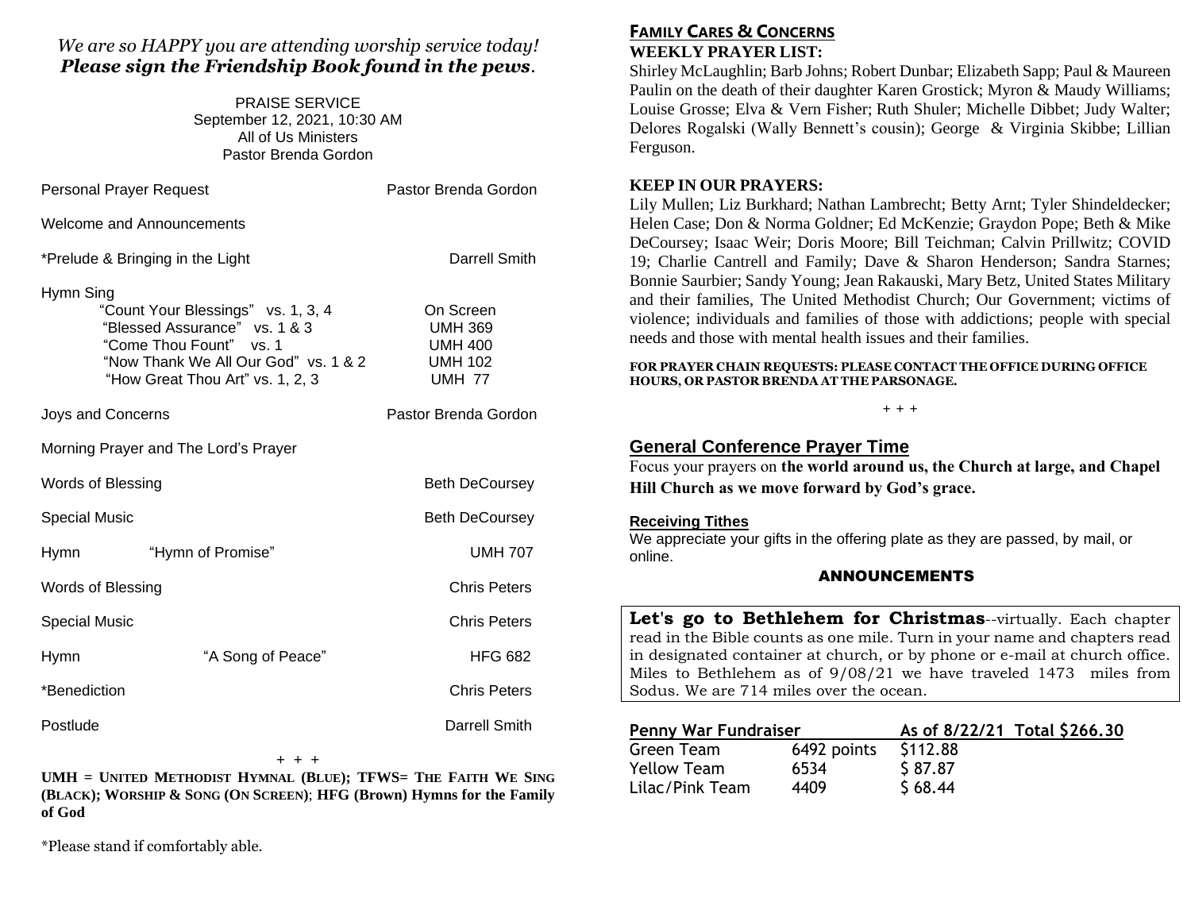*We are so HAPPY you are attending worship service today!*
***Please sign the Friendship Book found in the pews*.**

PRAISE SERVICE
September 12, 2021, 10:30 AM
All of Us Ministers
Pastor Brenda Gordon

| | | |
|---|---|---|
| Personal Prayer Request | | Pastor Brenda Gordon |
| Welcome and Announcements | | |
| *Prelude & Bringing in the Light | | Darrell Smith |
| Hymn Sing | | |
| | "Count Your Blessings" vs. 1, 3, 4 | On Screen |
| | "Blessed Assurance" vs. 1 & 3 | UMH 369 |
| | "Come Thou Fount" vs. 1 | UMH 400 |
| | "Now Thank We All Our God" vs. 1 & 2 | UMH 102 |
| | "How Great Thou Art" vs. 1, 2, 3 | UMH 77 |
| Joys and Concerns | | Pastor Brenda Gordon |
| Morning Prayer and The Lord's Prayer | | |
| Words of Blessing | | Beth DeCoursey |
| Special Music | | Beth DeCoursey |
| Hymn | "Hymn of Promise" | UMH 707 |
| Words of Blessing | | Chris Peters |
| Special Music | | Chris Peters |
| Hymn | "A Song of Peace" | HFG 682 |
| *Benediction | | Chris Peters |
| Postlude | | Darrell Smith |

\+ + +

**UMH = UNITED METHODIST HYMNAL (BLUE); TFWS= THE FAITH WE SING (BLACK); WORSHIP & SONG (ON SCREEN); HFG (Brown) Hymns for the Family of God**

*Please stand if comfortably able.

## FAMILY CARES & CONCERNS

**WEEKLY PRAYER LIST:**

Shirley McLaughlin; Barb Johns; Robert Dunbar; Elizabeth Sapp; Paul & Maureen Paulin on the death of their daughter Karen Grostick; Myron & Maudy Williams; Louise Grosse; Elva & Vern Fisher; Ruth Shuler; Michelle Dibbet; Judy Walter; Delores Rogalski (Wally Bennett's cousin); George & Virginia Skibbe; Lillian Ferguson.

**KEEP IN OUR PRAYERS:**

Lily Mullen; Liz Burkhard; Nathan Lambrecht; Betty Arnt; Tyler Shindeldecker; Helen Case; Don & Norma Goldner; Ed McKenzie; Graydon Pope; Beth & Mike DeCoursey; Isaac Weir; Doris Moore; Bill Teichman; Calvin Prillwitz; COVID 19; Charlie Cantrell and Family; Dave & Sharon Henderson; Sandra Starnes; Bonnie Saurbier; Sandy Young; Jean Rakauski, Mary Betz, United States Military and their families, The United Methodist Church; Our Government; victims of violence; individuals and families of those with addictions; people with special needs and those with mental health issues and their families.

**FOR PRAYER CHAIN REQUESTS: PLEASE CONTACT THE OFFICE DURING OFFICE HOURS, OR PASTOR BRENDA AT THE PARSONAGE.**

\+ + +

## General Conference Prayer Time

Focus your prayers on **the world around us, the Church at large, and Chapel Hill Church as we move forward by God's grace.**

**Receiving Tithes**

We appreciate your gifts in the offering plate as they are passed, by mail, or online.

## ANNOUNCEMENTS

**Let's go to Bethlehem for Christmas**--virtually. Each chapter read in the Bible counts as one mile. Turn in your name and chapters read in designated container at church, or by phone or e-mail at church office. Miles to Bethlehem as of 9/08/21 we have traveled 1473 miles from Sodus. We are 714 miles over the ocean.

| Penny War Fundraiser | | As of 8/22/21 Total $266.30 |
|---|---|---|
| Green Team | 6492 points | $112.88 |
| Yellow Team | 6534 | $ 87.87 |
| Lilac/Pink Team | 4409 | $ 68.44 |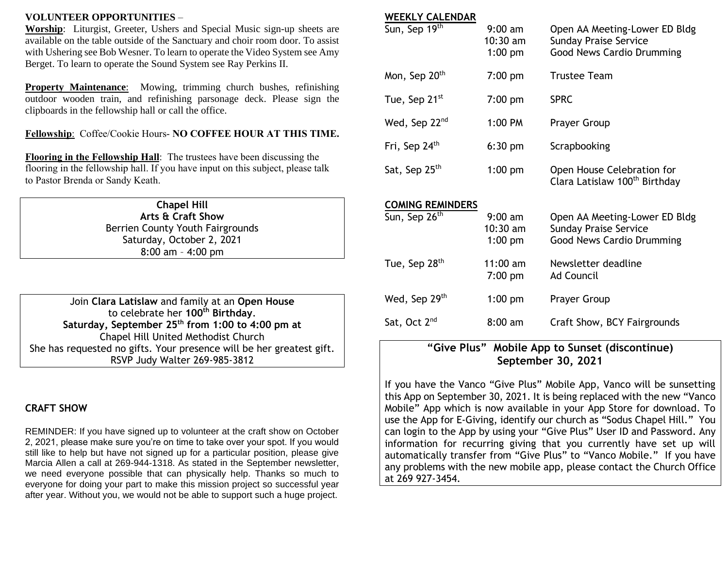**VOLUNTEER OPPORTUNITIES** –

**Worship**: Liturgist, Greeter, Ushers and Special Music sign-up sheets are available on the table outside of the Sanctuary and choir room door. To assist with Ushering see Bob Wesner. To learn to operate the Video System see Amy Berget. To learn to operate the Sound System see Ray Perkins II.

**Property Maintenance**: Mowing, trimming church bushes, refinishing outdoor wooden train, and refinishing parsonage deck. Please sign the clipboards in the fellowship hall or call the office.

**Fellowship**: Coffee/Cookie Hours- **NO COFFEE HOUR AT THIS TIME.**

**Flooring in the Fellowship Hall**: The trustees have been discussing the flooring in the fellowship hall. If you have input on this subject, please talk to Pastor Brenda or Sandy Keath.

**Chapel Hill**
**Arts & Craft Show**
Berrien County Youth Fairgrounds
Saturday, October 2, 2021
8:00 am – 4:00 pm

Join **Clara Latislaw** and family at an **Open House** to celebrate her **100th Birthday**.
**Saturday, September 25th from 1:00 to 4:00 pm at**
Chapel Hill United Methodist Church
She has requested no gifts. Your presence will be her greatest gift.
RSVP Judy Walter 269-985-3812

## CRAFT SHOW

REMINDER: If you have signed up to volunteer at the craft show on October 2, 2021, please make sure you're on time to take over your spot. If you would still like to help but have not signed up for a particular position, please give Marcia Allen a call at 269-944-1318. As stated in the September newsletter, we need everyone possible that can physically help. Thanks so much to everyone for doing your part to make this mission project so successful year after year. Without you, we would not be able to support such a huge project.

## WEEKLY CALENDAR

| | | |
|---|---|---|
| Sun, Sep 19th | 9:00 am | Open AA Meeting-Lower ED Bldg |
| | 10:30 am | Sunday Praise Service |
| | 1:00 pm | Good News Cardio Drumming |
| Mon, Sep 20th | 7:00 pm | Trustee Team |
| Tue, Sep 21st | 7:00 pm | SPRC |
| Wed, Sep 22nd | 1:00 PM | Prayer Group |
| Fri, Sep 24th | 6:30 pm | Scrapbooking |
| Sat, Sep 25th | 1:00 pm | Open House Celebration for Clara Latislaw 100th Birthday |

## COMING REMINDERS

| | | |
|---|---|---|
| Sun, Sep 26th | 9:00 am | Open AA Meeting-Lower ED Bldg |
| | 10:30 am | Sunday Praise Service |
| | 1:00 pm | Good News Cardio Drumming |
| Tue, Sep 28th | 11:00 am | Newsletter deadline |
| | 7:00 pm | Ad Council |
| Wed, Sep 29th | 1:00 pm | Prayer Group |
| Sat, Oct 2nd | 8:00 am | Craft Show, BCY Fairgrounds |

**"Give Plus" Mobile App to Sunset (discontinue)**
**September 30, 2021**

If you have the Vanco "Give Plus" Mobile App, Vanco will be sunsetting this App on September 30, 2021. It is being replaced with the new "Vanco Mobile" App which is now available in your App Store for download. To use the App for E-Giving, identify our church as "Sodus Chapel Hill." You can login to the App by using your "Give Plus" User ID and Password. Any information for recurring giving that you currently have set up will automatically transfer from "Give Plus" to "Vanco Mobile." If you have any problems with the new mobile app, please contact the Church Office at 269 927-3454.